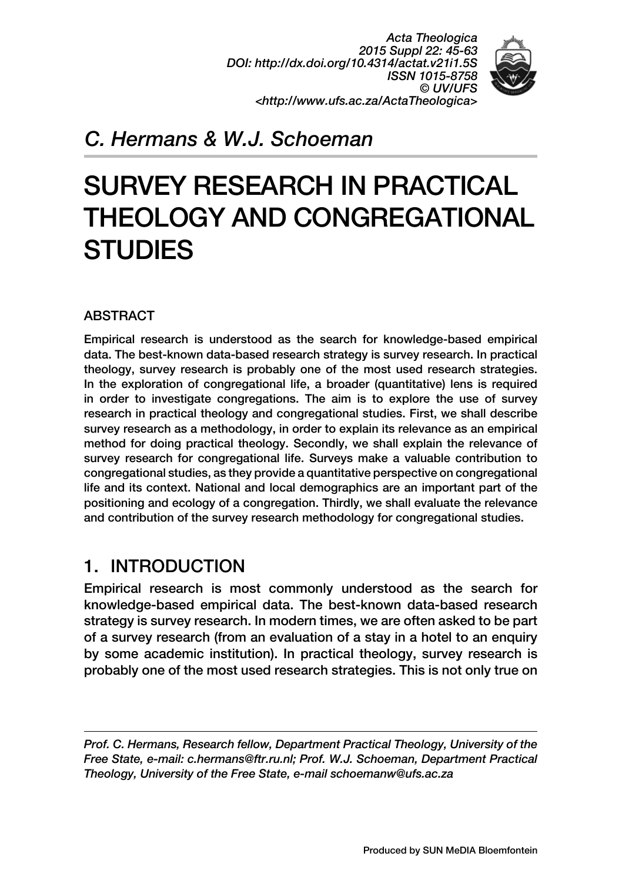*C. Hermans & W.J. Schoeman*

# SURVEY RESEARCH IN PRACTICAL THEOLOGY AND CONGREGATIONAL STUDIES

## ABSTRACT

Empirical research is understood as the search for knowledge-based empirical data. The best-known data-based research strategy is survey research. In practical theology, survey research is probably one of the most used research strategies. In the exploration of congregational life, a broader (quantitative) lens is required in order to investigate congregations. The aim is to explore the use of survey research in practical theology and congregational studies. First, we shall describe survey research as a methodology, in order to explain its relevance as an empirical method for doing practical theology. Secondly, we shall explain the relevance of survey research for congregational life. Surveys make a valuable contribution to congregational studies, as they provide a quantitative perspective on congregational life and its context. National and local demographics are an important part of the positioning and ecology of a congregation. Thirdly, we shall evaluate the relevance and contribution of the survey research methodology for congregational studies.

## 1. INTRODUCTION

Empirical research is most commonly understood as the search for knowledge-based empirical data. The best-known data-based research strategy is survey research. In modern times, we are often asked to be part of a survey research (from an evaluation of a stay in a hotel to an enquiry by some academic institution). In practical theology, survey research is probably one of the most used research strategies. This is not only true on

*Prof. C. Hermans, Research fellow, Department Practical Theology, University of the Free State, e-mail: c.hermans@ftr.ru.nl; Prof. W.J. Schoeman, Department Practical Theology, University of the Free State, e-mail schoemanw@ufs.ac.za*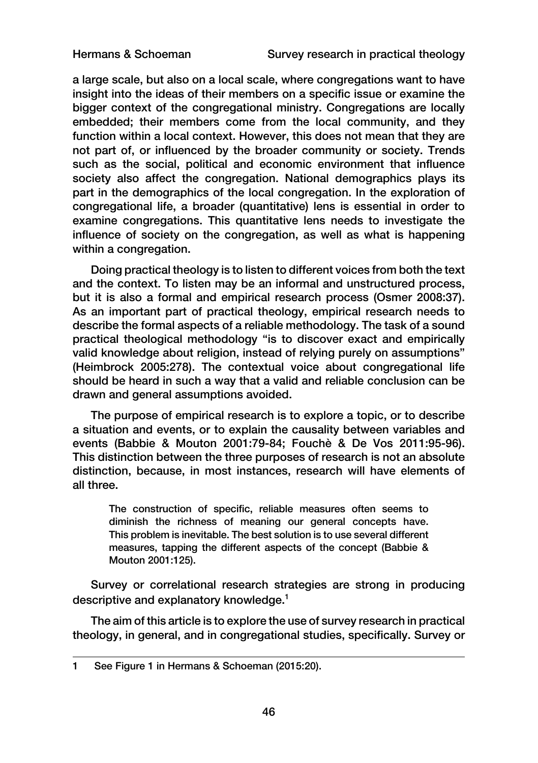a large scale, but also on a local scale, where congregations want to have insight into the ideas of their members on a specific issue or examine the bigger context of the congregational ministry. Congregations are locally embedded; their members come from the local community, and they function within a local context. However, this does not mean that they are not part of, or influenced by the broader community or society. Trends such as the social, political and economic environment that influence society also affect the congregation. National demographics plays its part in the demographics of the local congregation. In the exploration of congregational life, a broader (quantitative) lens is essential in order to examine congregations. This quantitative lens needs to investigate the influence of society on the congregation, as well as what is happening within a congregation.

Doing practical theology is to listen to different voices from both the text and the context. To listen may be an informal and unstructured process, but it is also a formal and empirical research process (Osmer 2008:37). As an important part of practical theology, empirical research needs to describe the formal aspects of a reliable methodology. The task of a sound practical theological methodology "is to discover exact and empirically valid knowledge about religion, instead of relying purely on assumptions" (Heimbrock 2005:278). The contextual voice about congregational life should be heard in such a way that a valid and reliable conclusion can be drawn and general assumptions avoided.

The purpose of empirical research is to explore a topic, or to describe a situation and events, or to explain the causality between variables and events (Babbie & Mouton 2001:79-84; Fouchè & De Vos 2011:95-96). This distinction between the three purposes of research is not an absolute distinction, because, in most instances, research will have elements of all three.

> The construction of specific, reliable measures often seems to diminish the richness of meaning our general concepts have. This problem is inevitable. The best solution is to use several different measures, tapping the different aspects of the concept (Babbie & Mouton 2001:125).

Survey or correlational research strategies are strong in producing descriptive and explanatory knowledge.[1]

The aim of this article is to explore the use of survey research in practical theology, in general, and in congregational studies, specifically. Survey or

---

[1] See Figure 1 in Hermans & Schoeman (2015:20).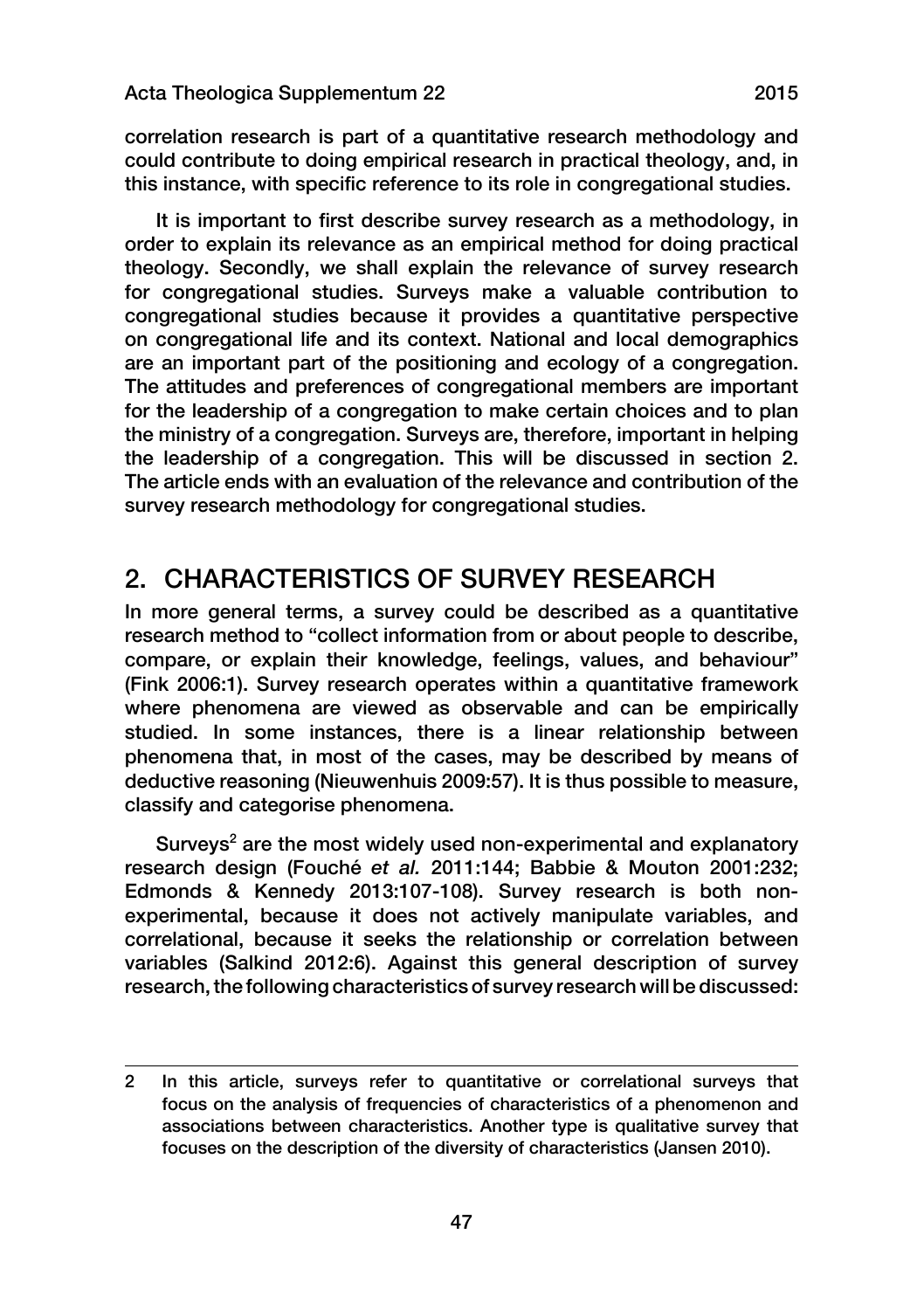correlation research is part of a quantitative research methodology and could contribute to doing empirical research in practical theology, and, in this instance, with specific reference to its role in congregational studies.

It is important to first describe survey research as a methodology, in order to explain its relevance as an empirical method for doing practical theology. Secondly, we shall explain the relevance of survey research for congregational studies. Surveys make a valuable contribution to congregational studies because it provides a quantitative perspective on congregational life and its context. National and local demographics are an important part of the positioning and ecology of a congregation. The attitudes and preferences of congregational members are important for the leadership of a congregation to make certain choices and to plan the ministry of a congregation. Surveys are, therefore, important in helping the leadership of a congregation. This will be discussed in section 2. The article ends with an evaluation of the relevance and contribution of the survey research methodology for congregational studies.

## 2. CHARACTERISTICS OF SURVEY RESEARCH

In more general terms, a survey could be described as a quantitative research method to "collect information from or about people to describe, compare, or explain their knowledge, feelings, values, and behaviour" (Fink 2006:1). Survey research operates within a quantitative framework where phenomena are viewed as observable and can be empirically studied. In some instances, there is a linear relationship between phenomena that, in most of the cases, may be described by means of deductive reasoning (Nieuwenhuis 2009:57). It is thus possible to measure, classify and categorise phenomena.

Surveys[2] are the most widely used non-experimental and explanatory research design (Fouché *et al.* 2011:144; Babbie & Mouton 2001:232; Edmonds & Kennedy 2013:107-108). Survey research is both non-experimental, because it does not actively manipulate variables, and correlational, because it seeks the relationship or correlation between variables (Salkind 2012:6). Against this general description of survey research, the following characteristics of survey research will be discussed:

---

2 In this article, surveys refer to quantitative or correlational surveys that focus on the analysis of frequencies of characteristics of a phenomenon and associations between characteristics. Another type is qualitative survey that focuses on the description of the diversity of characteristics (Jansen 2010).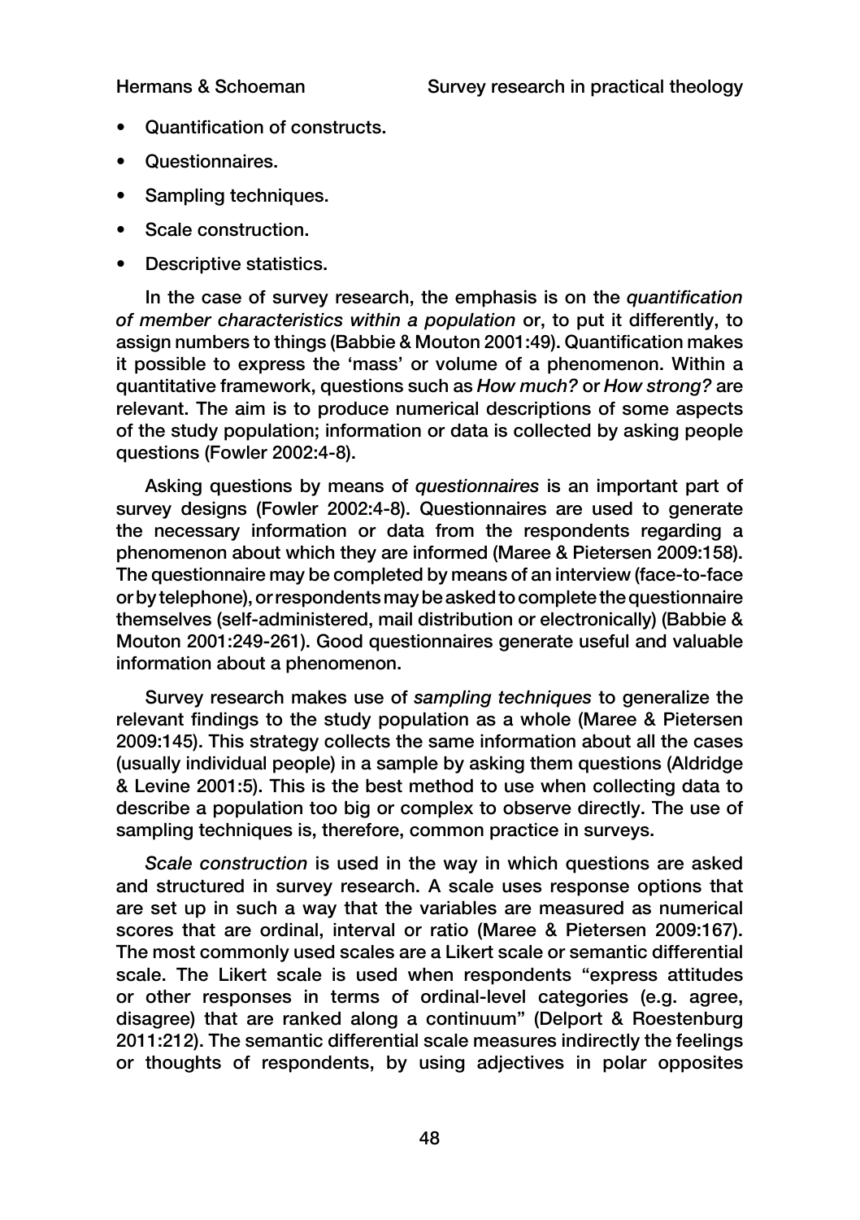- Quantification of constructs.
- Questionnaires.
- Sampling techniques.
- Scale construction.
- Descriptive statistics.

In the case of survey research, the emphasis is on the *quantification of member characteristics within a population* or, to put it differently, to assign numbers to things (Babbie & Mouton 2001:49). Quantification makes it possible to express the 'mass' or volume of a phenomenon. Within a quantitative framework, questions such as *How much?* or *How strong?* are relevant. The aim is to produce numerical descriptions of some aspects of the study population; information or data is collected by asking people questions (Fowler 2002:4-8).

Asking questions by means of *questionnaires* is an important part of survey designs (Fowler 2002:4-8). Questionnaires are used to generate the necessary information or data from the respondents regarding a phenomenon about which they are informed (Maree & Pietersen 2009:158). The questionnaire may be completed by means of an interview (face-to-face or by telephone), or respondents may be asked to complete the questionnaire themselves (self-administered, mail distribution or electronically) (Babbie & Mouton 2001:249-261). Good questionnaires generate useful and valuable information about a phenomenon.

Survey research makes use of *sampling techniques* to generalize the relevant findings to the study population as a whole (Maree & Pietersen 2009:145). This strategy collects the same information about all the cases (usually individual people) in a sample by asking them questions (Aldridge & Levine 2001:5). This is the best method to use when collecting data to describe a population too big or complex to observe directly. The use of sampling techniques is, therefore, common practice in surveys.

*Scale construction* is used in the way in which questions are asked and structured in survey research. A scale uses response options that are set up in such a way that the variables are measured as numerical scores that are ordinal, interval or ratio (Maree & Pietersen 2009:167). The most commonly used scales are a Likert scale or semantic differential scale. The Likert scale is used when respondents "express attitudes or other responses in terms of ordinal-level categories (e.g. agree, disagree) that are ranked along a continuum" (Delport & Roestenburg 2011:212). The semantic differential scale measures indirectly the feelings or thoughts of respondents, by using adjectives in polar opposites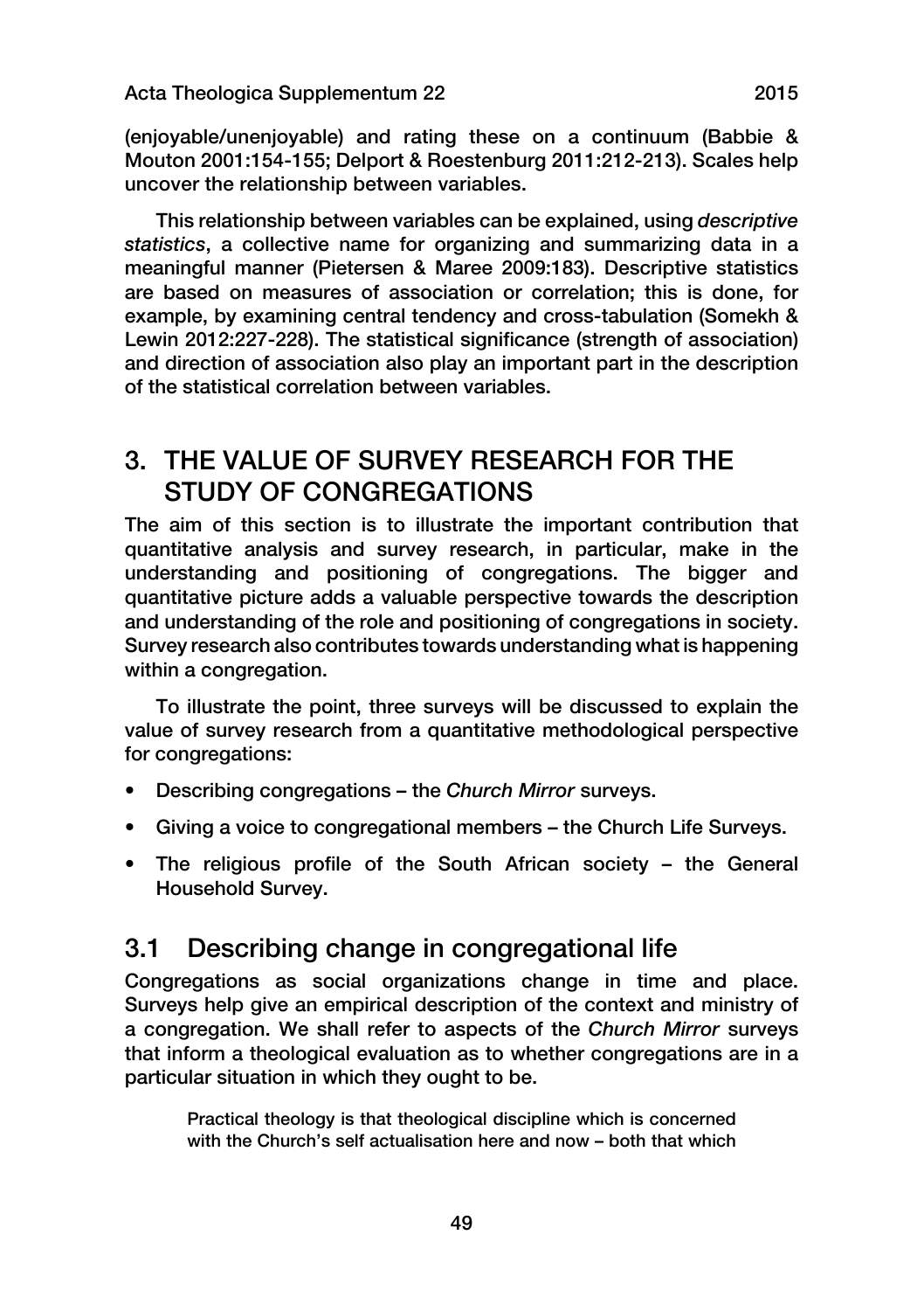(enjoyable/unenjoyable) and rating these on a continuum (Babbie & Mouton 2001:154-155; Delport & Roestenburg 2011:212-213). Scales help uncover the relationship between variables.

This relationship between variables can be explained, using *descriptive statistics*, a collective name for organizing and summarizing data in a meaningful manner (Pietersen & Maree 2009:183). Descriptive statistics are based on measures of association or correlation; this is done, for example, by examining central tendency and cross-tabulation (Somekh & Lewin 2012:227-228). The statistical significance (strength of association) and direction of association also play an important part in the description of the statistical correlation between variables.

## 3. THE VALUE OF SURVEY RESEARCH FOR THE STUDY OF CONGREGATIONS

The aim of this section is to illustrate the important contribution that quantitative analysis and survey research, in particular, make in the understanding and positioning of congregations. The bigger and quantitative picture adds a valuable perspective towards the description and understanding of the role and positioning of congregations in society. Survey research also contributes towards understanding what is happening within a congregation.

To illustrate the point, three surveys will be discussed to explain the value of survey research from a quantitative methodological perspective for congregations:

- Describing congregations – the *Church Mirror* surveys.
- Giving a voice to congregational members – the Church Life Surveys.
- The religious profile of the South African society – the General Household Survey.

### 3.1 Describing change in congregational life

Congregations as social organizations change in time and place. Surveys help give an empirical description of the context and ministry of a congregation. We shall refer to aspects of the *Church Mirror* surveys that inform a theological evaluation as to whether congregations are in a particular situation in which they ought to be.

> Practical theology is that theological discipline which is concerned with the Church's self actualisation here and now – both that which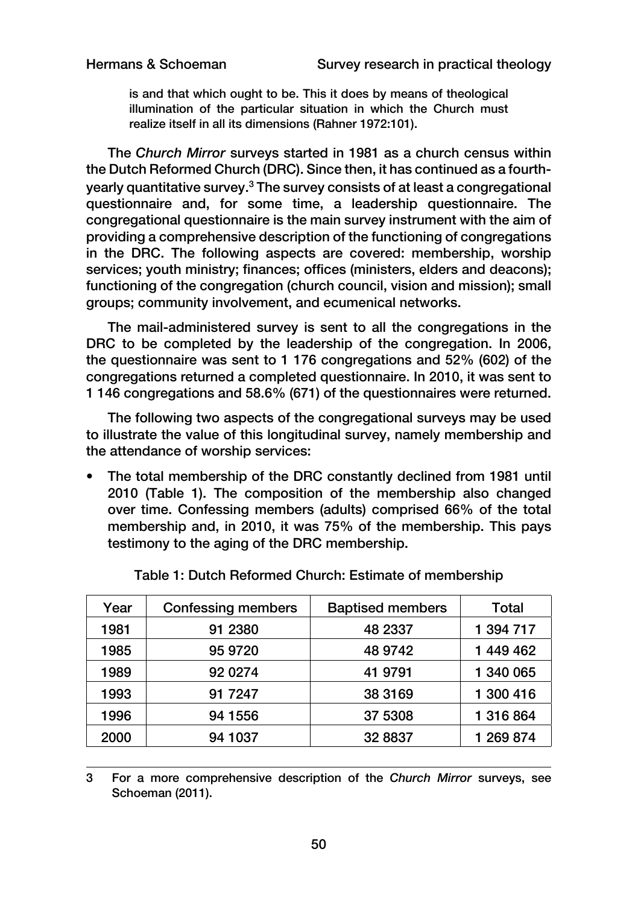is and that which ought to be. This it does by means of theological illumination of the particular situation in which the Church must realize itself in all its dimensions (Rahner 1972:101).

The *Church Mirror* surveys started in 1981 as a church census within the Dutch Reformed Church (DRC). Since then, it has continued as a fourth-yearly quantitative survey.[3] The survey consists of at least a congregational questionnaire and, for some time, a leadership questionnaire. The congregational questionnaire is the main survey instrument with the aim of providing a comprehensive description of the functioning of congregations in the DRC. The following aspects are covered: membership, worship services; youth ministry; finances; offices (ministers, elders and deacons); functioning of the congregation (church council, vision and mission); small groups; community involvement, and ecumenical networks.

The mail-administered survey is sent to all the congregations in the DRC to be completed by the leadership of the congregation. In 2006, the questionnaire was sent to 1 176 congregations and 52% (602) of the congregations returned a completed questionnaire. In 2010, it was sent to 1 146 congregations and 58.6% (671) of the questionnaires were returned.

The following two aspects of the congregational surveys may be used to illustrate the value of this longitudinal survey, namely membership and the attendance of worship services:

- The total membership of the DRC constantly declined from 1981 until 2010 (Table 1). The composition of the membership also changed over time. Confessing members (adults) comprised 66% of the total membership and, in 2010, it was 75% of the membership. This pays testimony to the aging of the DRC membership.

Table 1: Dutch Reformed Church: Estimate of membership

| Year | Confessing members | Baptised members | Total |
|---|---|---|---|
| 1981 | 91 2380 | 48 2337 | 1 394 717 |
| 1985 | 95 9720 | 48 9742 | 1 449 462 |
| 1989 | 92 0274 | 41 9791 | 1 340 065 |
| 1993 | 91 7247 | 38 3169 | 1 300 416 |
| 1996 | 94 1556 | 37 5308 | 1 316 864 |
| 2000 | 94 1037 | 32 8837 | 1 269 874 |

3 For a more comprehensive description of the *Church Mirror* surveys, see Schoeman (2011).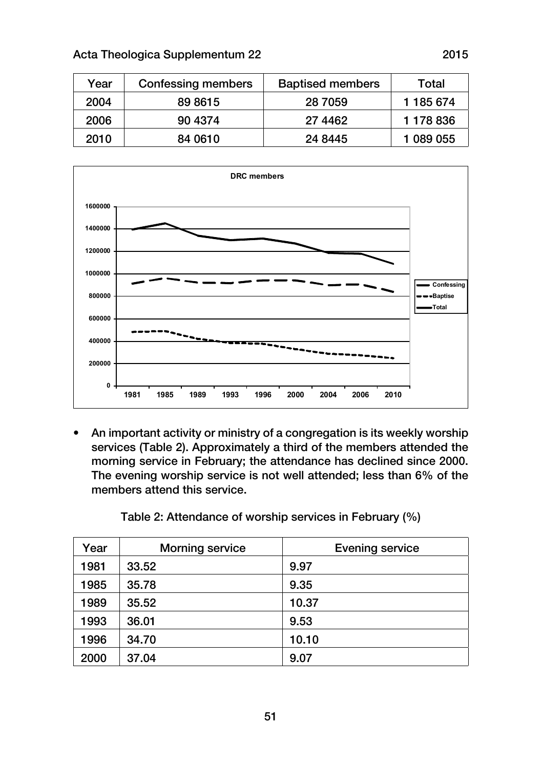| Year | Confessing members | Baptised members | Total |
| --- | --- | --- | --- |
| 2004 | 89 8615 | 28 7059 | 1 185 674 |
| 2006 | 90 4374 | 27 4462 | 1 178 836 |
| 2010 | 84 0610 | 24 8445 | 1 089 055 |

DRC members

1600000
1400000
1200000
1000000
800000
600000
400000
200000
0

1981 1985 1989 1993 1996 2000 2004 2006 2010

Confessing
Baptise
Total

- An important activity or ministry of a congregation is its weekly worship services (Table 2). Approximately a third of the members attended the morning service in February; the attendance has declined since 2000. The evening worship service is not well attended; less than 6% of the members attend this service.

Table 2: Attendance of worship services in February (%)

| Year | Morning service | Evening service |
| --- | --- | --- |
| 1981 | 33.52 | 9.97 |
| 1985 | 35.78 | 9.35 |
| 1989 | 35.52 | 10.37 |
| 1993 | 36.01 | 9.53 |
| 1996 | 34.70 | 10.10 |
| 2000 | 37.04 | 9.07 |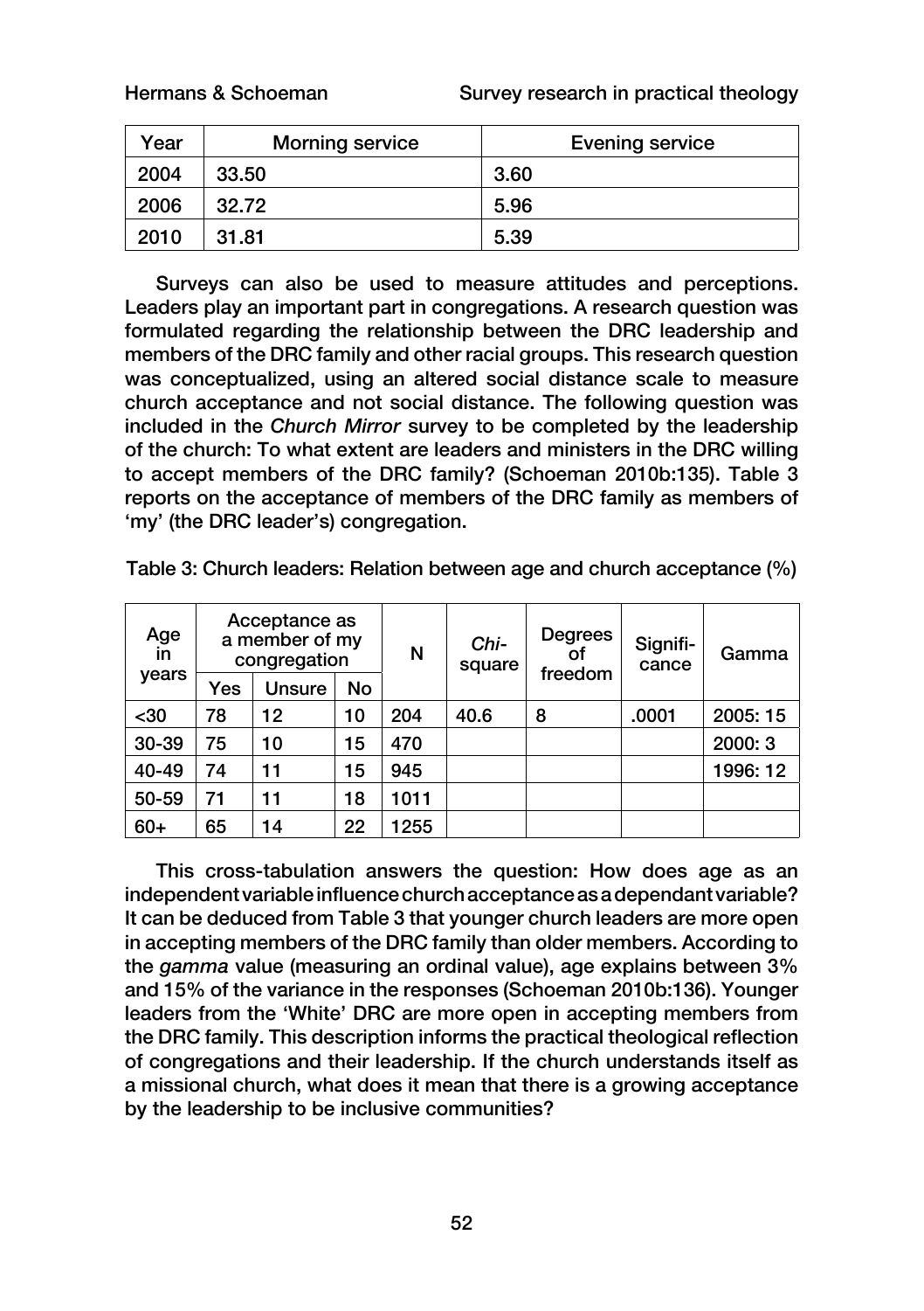| Year | Morning service | Evening service |
| --- | --- | --- |
| 2004 | 33.50 | 3.60 |
| 2006 | 32.72 | 5.96 |
| 2010 | 31.81 | 5.39 |

Surveys can also be used to measure attitudes and perceptions. Leaders play an important part in congregations. A research question was formulated regarding the relationship between the DRC leadership and members of the DRC family and other racial groups. This research question was conceptualized, using an altered social distance scale to measure church acceptance and not social distance. The following question was included in the *Church Mirror* survey to be completed by the leadership of the church: To what extent are leaders and ministers in the DRC willing to accept members of the DRC family? (Schoeman 2010b:135). Table 3 reports on the acceptance of members of the DRC family as members of 'my' (the DRC leader's) congregation.

Table 3: Church leaders: Relation between age and church acceptance (%)

| Age in years | Acceptance as a member of my congregation | | | N | *Chi-square* | Degrees of freedom | Signifi-cance | Gamma |
| --- | --- | --- | --- | --- | --- | --- | --- | --- |
| | Yes | Unsure | No | | | | | |
| <30 | 78 | 12 | 10 | 204 | 40.6 | 8 | .0001 | 2005: 15 |
| 30-39 | 75 | 10 | 15 | 470 | | | | 2000: 3 |
| 40-49 | 74 | 11 | 15 | 945 | | | | 1996: 12 |
| 50-59 | 71 | 11 | 18 | 1011 | | | | |
| 60+ | 65 | 14 | 22 | 1255 | | | | |

This cross-tabulation answers the question: How does age as an independent variable influence church acceptance as a dependant variable? It can be deduced from Table 3 that younger church leaders are more open in accepting members of the DRC family than older members. According to the *gamma* value (measuring an ordinal value), age explains between 3% and 15% of the variance in the responses (Schoeman 2010b:136). Younger leaders from the 'White' DRC are more open in accepting members from the DRC family. This description informs the practical theological reflection of congregations and their leadership. If the church understands itself as a missional church, what does it mean that there is a growing acceptance by the leadership to be inclusive communities?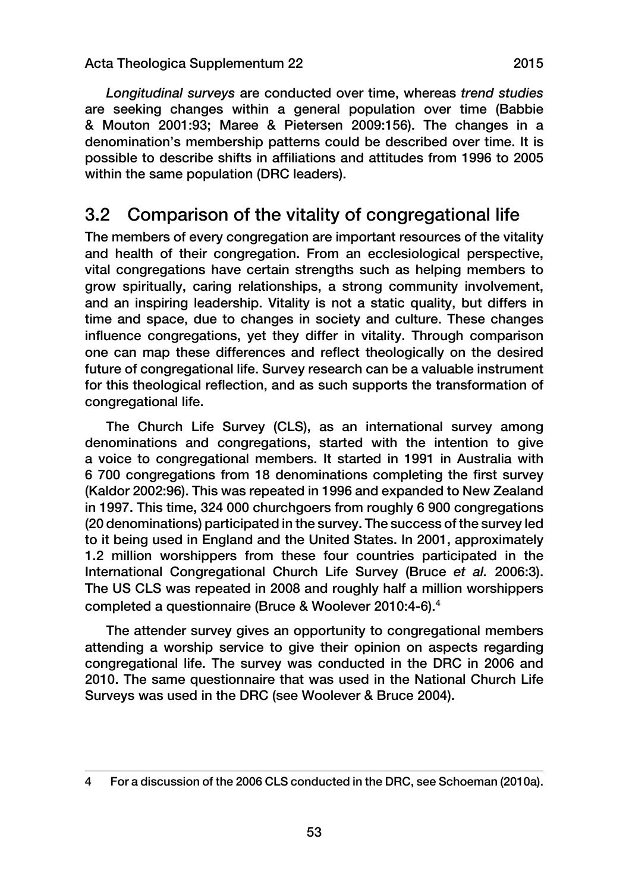*Longitudinal surveys* are conducted over time, whereas *trend studies* are seeking changes within a general population over time (Babbie & Mouton 2001:93; Maree & Pietersen 2009:156). The changes in a denomination's membership patterns could be described over time. It is possible to describe shifts in affiliations and attitudes from 1996 to 2005 within the same population (DRC leaders).

## 3.2 Comparison of the vitality of congregational life

The members of every congregation are important resources of the vitality and health of their congregation. From an ecclesiological perspective, vital congregations have certain strengths such as helping members to grow spiritually, caring relationships, a strong community involvement, and an inspiring leadership. Vitality is not a static quality, but differs in time and space, due to changes in society and culture. These changes influence congregations, yet they differ in vitality. Through comparison one can map these differences and reflect theologically on the desired future of congregational life. Survey research can be a valuable instrument for this theological reflection, and as such supports the transformation of congregational life.

The Church Life Survey (CLS), as an international survey among denominations and congregations, started with the intention to give a voice to congregational members. It started in 1991 in Australia with 6 700 congregations from 18 denominations completing the first survey (Kaldor 2002:96). This was repeated in 1996 and expanded to New Zealand in 1997. This time, 324 000 churchgoers from roughly 6 900 congregations (20 denominations) participated in the survey. The success of the survey led to it being used in England and the United States. In 2001, approximately 1.2 million worshippers from these four countries participated in the International Congregational Church Life Survey (Bruce *et al.* 2006:3). The US CLS was repeated in 2008 and roughly half a million worshippers completed a questionnaire (Bruce & Woolever 2010:4-6).[4]

The attender survey gives an opportunity to congregational members attending a worship service to give their opinion on aspects regarding congregational life. The survey was conducted in the DRC in 2006 and 2010. The same questionnaire that was used in the National Church Life Surveys was used in the DRC (see Woolever & Bruce 2004).

4 For a discussion of the 2006 CLS conducted in the DRC, see Schoeman (2010a).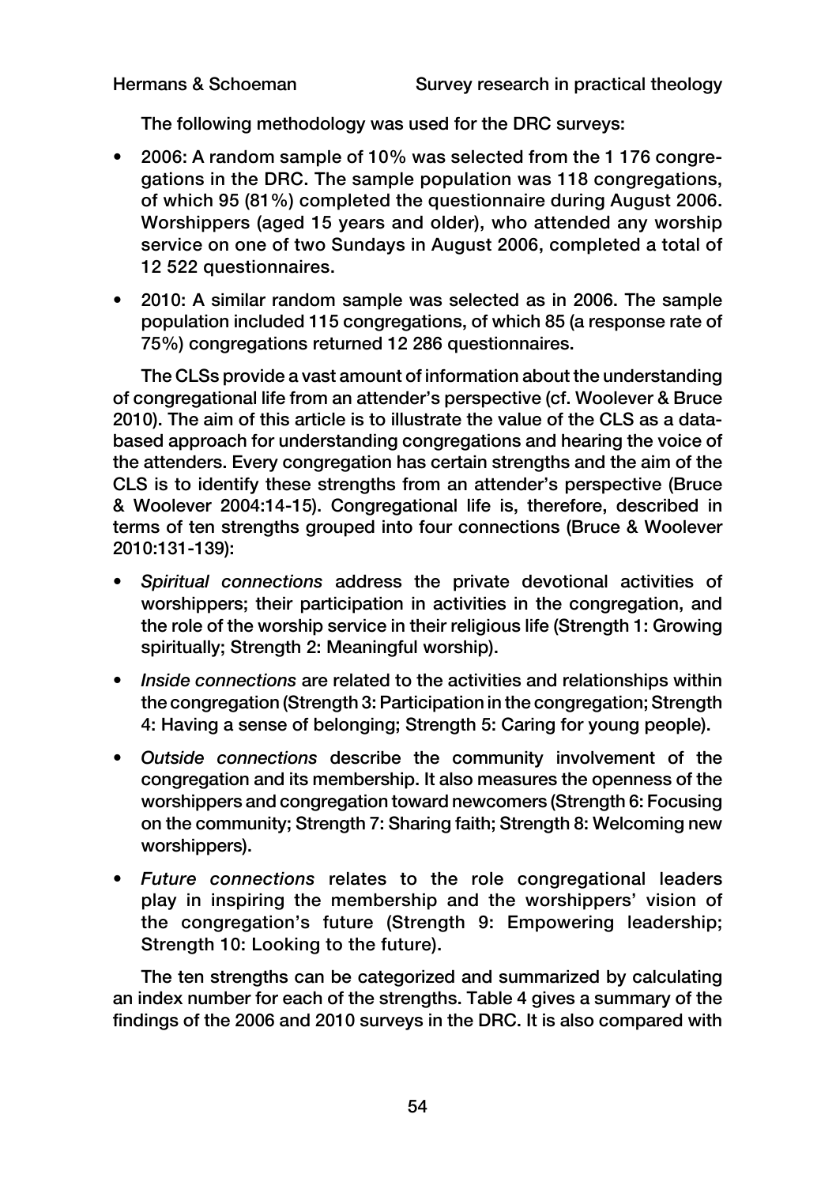The following methodology was used for the DRC surveys:

- 2006: A random sample of 10% was selected from the 1 176 congregations in the DRC. The sample population was 118 congregations, of which 95 (81%) completed the questionnaire during August 2006. Worshippers (aged 15 years and older), who attended any worship service on one of two Sundays in August 2006, completed a total of 12 522 questionnaires.
- 2010: A similar random sample was selected as in 2006. The sample population included 115 congregations, of which 85 (a response rate of 75%) congregations returned 12 286 questionnaires.

The CLSs provide a vast amount of information about the understanding of congregational life from an attender's perspective (cf. Woolever & Bruce 2010). The aim of this article is to illustrate the value of the CLS as a data-based approach for understanding congregations and hearing the voice of the attenders. Every congregation has certain strengths and the aim of the CLS is to identify these strengths from an attender's perspective (Bruce & Woolever 2004:14-15). Congregational life is, therefore, described in terms of ten strengths grouped into four connections (Bruce & Woolever 2010:131-139):

- *Spiritual connections* address the private devotional activities of worshippers; their participation in activities in the congregation, and the role of the worship service in their religious life (Strength 1: Growing spiritually; Strength 2: Meaningful worship).
- *Inside connections* are related to the activities and relationships within the congregation (Strength 3: Participation in the congregation; Strength 4: Having a sense of belonging; Strength 5: Caring for young people).
- *Outside connections* describe the community involvement of the congregation and its membership. It also measures the openness of the worshippers and congregation toward newcomers (Strength 6: Focusing on the community; Strength 7: Sharing faith; Strength 8: Welcoming new worshippers).
- *Future connections* relates to the role congregational leaders play in inspiring the membership and the worshippers' vision of the congregation's future (Strength 9: Empowering leadership; Strength 10: Looking to the future).

The ten strengths can be categorized and summarized by calculating an index number for each of the strengths. Table 4 gives a summary of the findings of the 2006 and 2010 surveys in the DRC. It is also compared with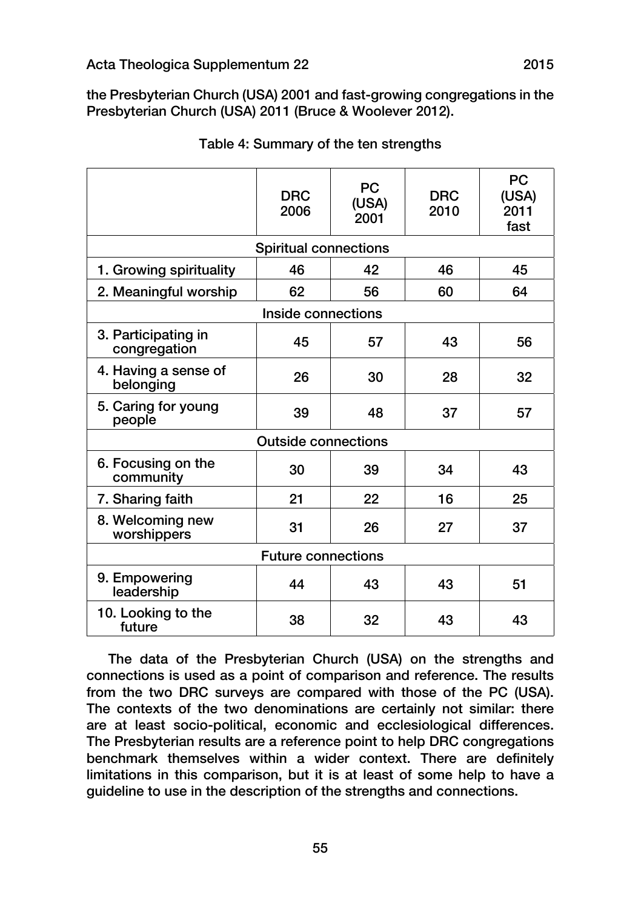the Presbyterian Church (USA) 2001 and fast-growing congregations in the Presbyterian Church (USA) 2011 (Bruce & Woolever 2012).

Table 4: Summary of the ten strengths

| | DRC 2006 | PC (USA) 2001 | DRC 2010 | PC (USA) 2011 fast |
|---|---|---|---|---|
| Spiritual connections | | | | |
| 1. Growing spirituality | 46 | 42 | 46 | 45 |
| 2. Meaningful worship | 62 | 56 | 60 | 64 |
| Inside connections | | | | |
| 3. Participating in congregation | 45 | 57 | 43 | 56 |
| 4. Having a sense of belonging | 26 | 30 | 28 | 32 |
| 5. Caring for young people | 39 | 48 | 37 | 57 |
| Outside connections | | | | |
| 6. Focusing on the community | 30 | 39 | 34 | 43 |
| 7. Sharing faith | 21 | 22 | 16 | 25 |
| 8. Welcoming new worshippers | 31 | 26 | 27 | 37 |
| Future connections | | | | |
| 9. Empowering leadership | 44 | 43 | 43 | 51 |
| 10. Looking to the future | 38 | 32 | 43 | 43 |

The data of the Presbyterian Church (USA) on the strengths and connections is used as a point of comparison and reference. The results from the two DRC surveys are compared with those of the PC (USA). The contexts of the two denominations are certainly not similar: there are at least socio-political, economic and ecclesiological differences. The Presbyterian results are a reference point to help DRC congregations benchmark themselves within a wider context. There are definitely limitations in this comparison, but it is at least of some help to have a guideline to use in the description of the strengths and connections.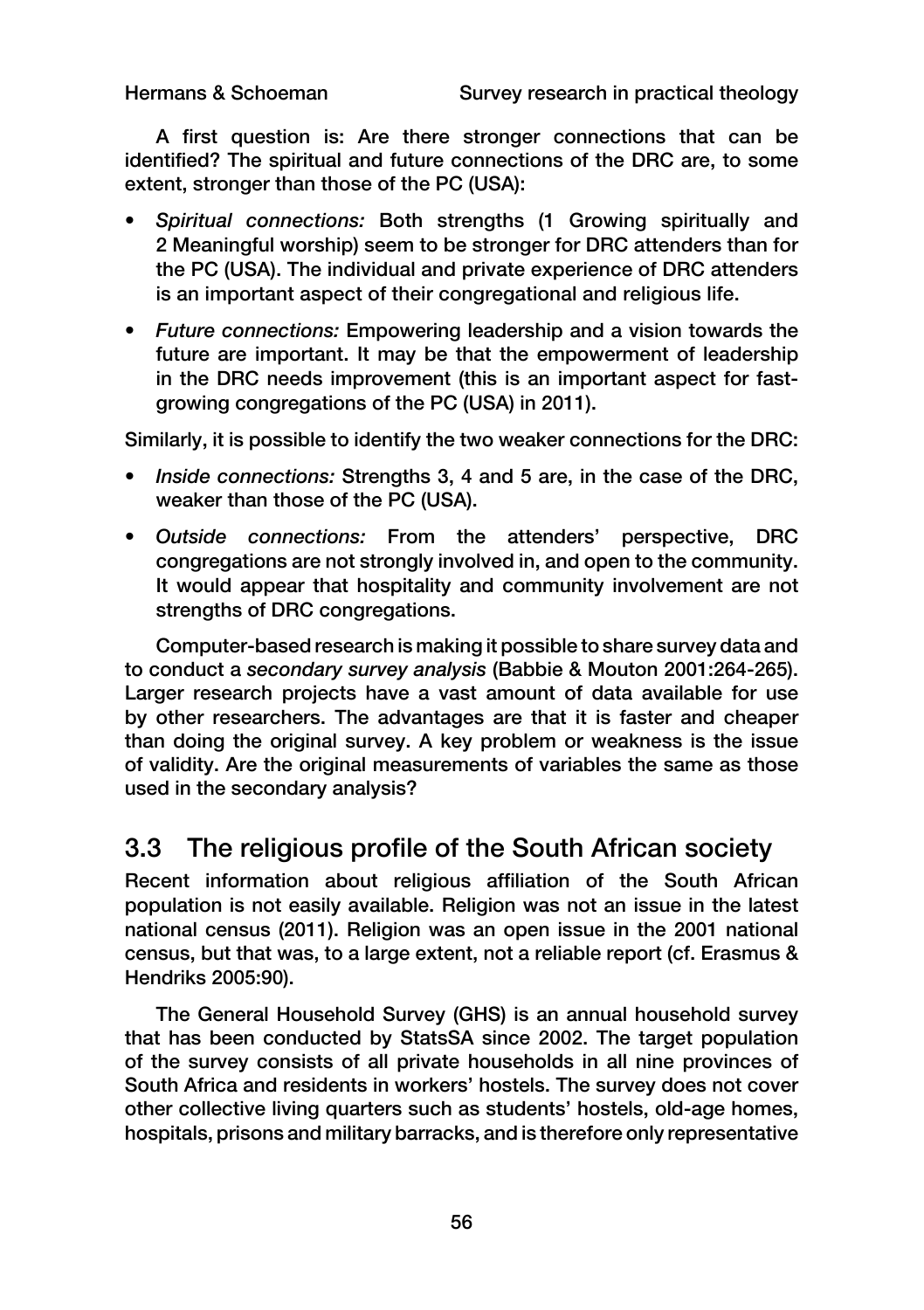A first question is: Are there stronger connections that can be identified? The spiritual and future connections of the DRC are, to some extent, stronger than those of the PC (USA):

- *Spiritual connections:* Both strengths (1 Growing spiritually and 2 Meaningful worship) seem to be stronger for DRC attenders than for the PC (USA). The individual and private experience of DRC attenders is an important aspect of their congregational and religious life.
- *Future connections:* Empowering leadership and a vision towards the future are important. It may be that the empowerment of leadership in the DRC needs improvement (this is an important aspect for fast-growing congregations of the PC (USA) in 2011).

Similarly, it is possible to identify the two weaker connections for the DRC:

- *Inside connections:* Strengths 3, 4 and 5 are, in the case of the DRC, weaker than those of the PC (USA).
- *Outside connections:* From the attenders' perspective, DRC congregations are not strongly involved in, and open to the community. It would appear that hospitality and community involvement are not strengths of DRC congregations.

Computer-based research is making it possible to share survey data and to conduct a *secondary survey analysis* (Babbie & Mouton 2001:264-265). Larger research projects have a vast amount of data available for use by other researchers. The advantages are that it is faster and cheaper than doing the original survey. A key problem or weakness is the issue of validity. Are the original measurements of variables the same as those used in the secondary analysis?

## 3.3 The religious profile of the South African society

Recent information about religious affiliation of the South African population is not easily available. Religion was not an issue in the latest national census (2011). Religion was an open issue in the 2001 national census, but that was, to a large extent, not a reliable report (cf. Erasmus & Hendriks 2005:90).

The General Household Survey (GHS) is an annual household survey that has been conducted by StatsSA since 2002. The target population of the survey consists of all private households in all nine provinces of South Africa and residents in workers' hostels. The survey does not cover other collective living quarters such as students' hostels, old-age homes, hospitals, prisons and military barracks, and is therefore only representative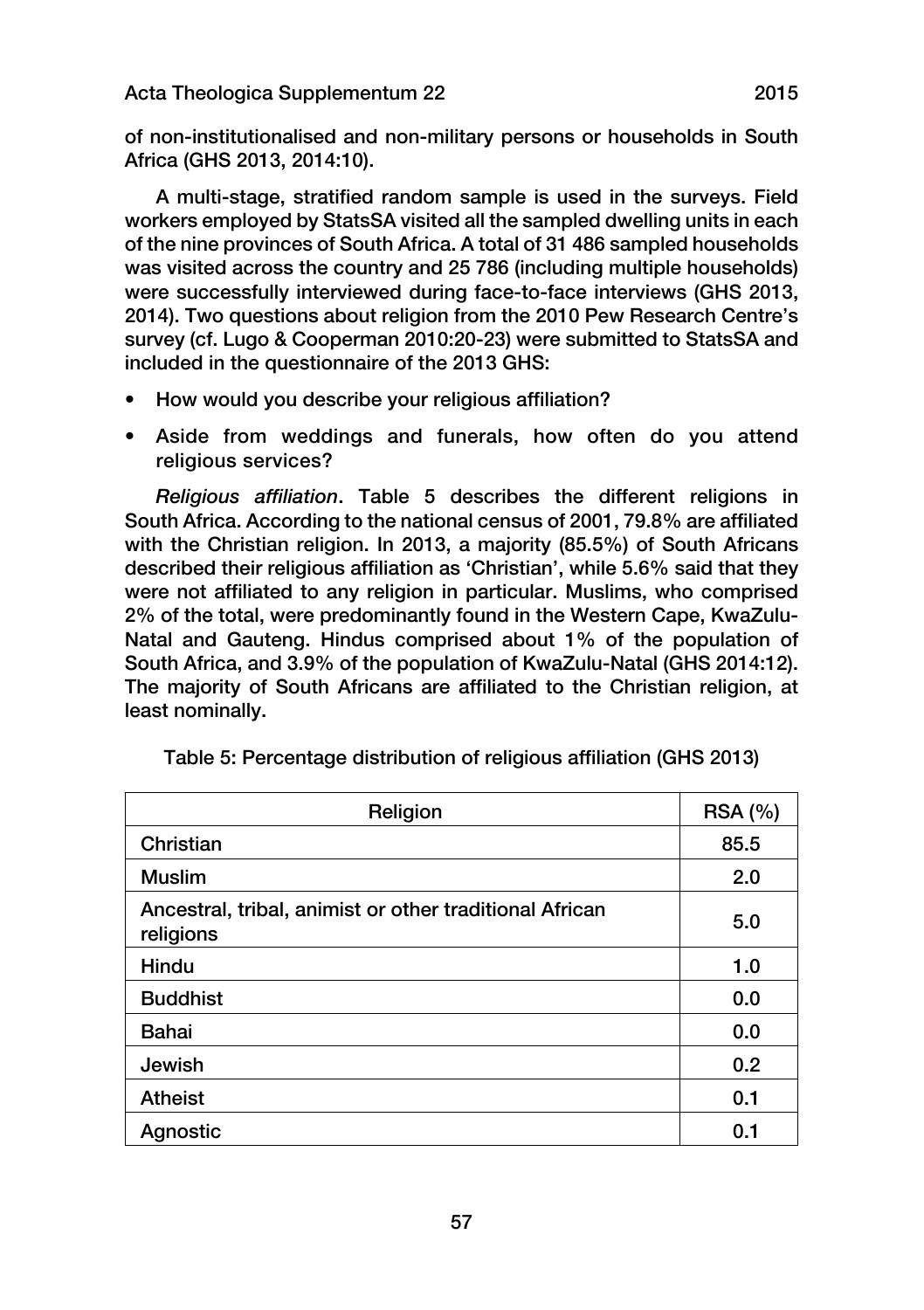of non-institutionalised and non-military persons or households in South Africa (GHS 2013, 2014:10).

A multi-stage, stratified random sample is used in the surveys. Field workers employed by StatsSA visited all the sampled dwelling units in each of the nine provinces of South Africa. A total of 31 486 sampled households was visited across the country and 25 786 (including multiple households) were successfully interviewed during face-to-face interviews (GHS 2013, 2014). Two questions about religion from the 2010 Pew Research Centre's survey (cf. Lugo & Cooperman 2010:20-23) were submitted to StatsSA and included in the questionnaire of the 2013 GHS:

- How would you describe your religious affiliation?
- Aside from weddings and funerals, how often do you attend religious services?

*Religious affiliation*. Table 5 describes the different religions in South Africa. According to the national census of 2001, 79.8% are affiliated with the Christian religion. In 2013, a majority (85.5%) of South Africans described their religious affiliation as 'Christian', while 5.6% said that they were not affiliated to any religion in particular. Muslims, who comprised 2% of the total, were predominantly found in the Western Cape, KwaZulu-Natal and Gauteng. Hindus comprised about 1% of the population of South Africa, and 3.9% of the population of KwaZulu-Natal (GHS 2014:12). The majority of South Africans are affiliated to the Christian religion, at least nominally.

Table 5: Percentage distribution of religious affiliation (GHS 2013)

| Religion | RSA (%) |
|---|---|
| Christian | 85.5 |
| Muslim | 2.0 |
| Ancestral, tribal, animist or other traditional African religions | 5.0 |
| Hindu | 1.0 |
| Buddhist | 0.0 |
| Bahai | 0.0 |
| Jewish | 0.2 |
| Atheist | 0.1 |
| Agnostic | 0.1 |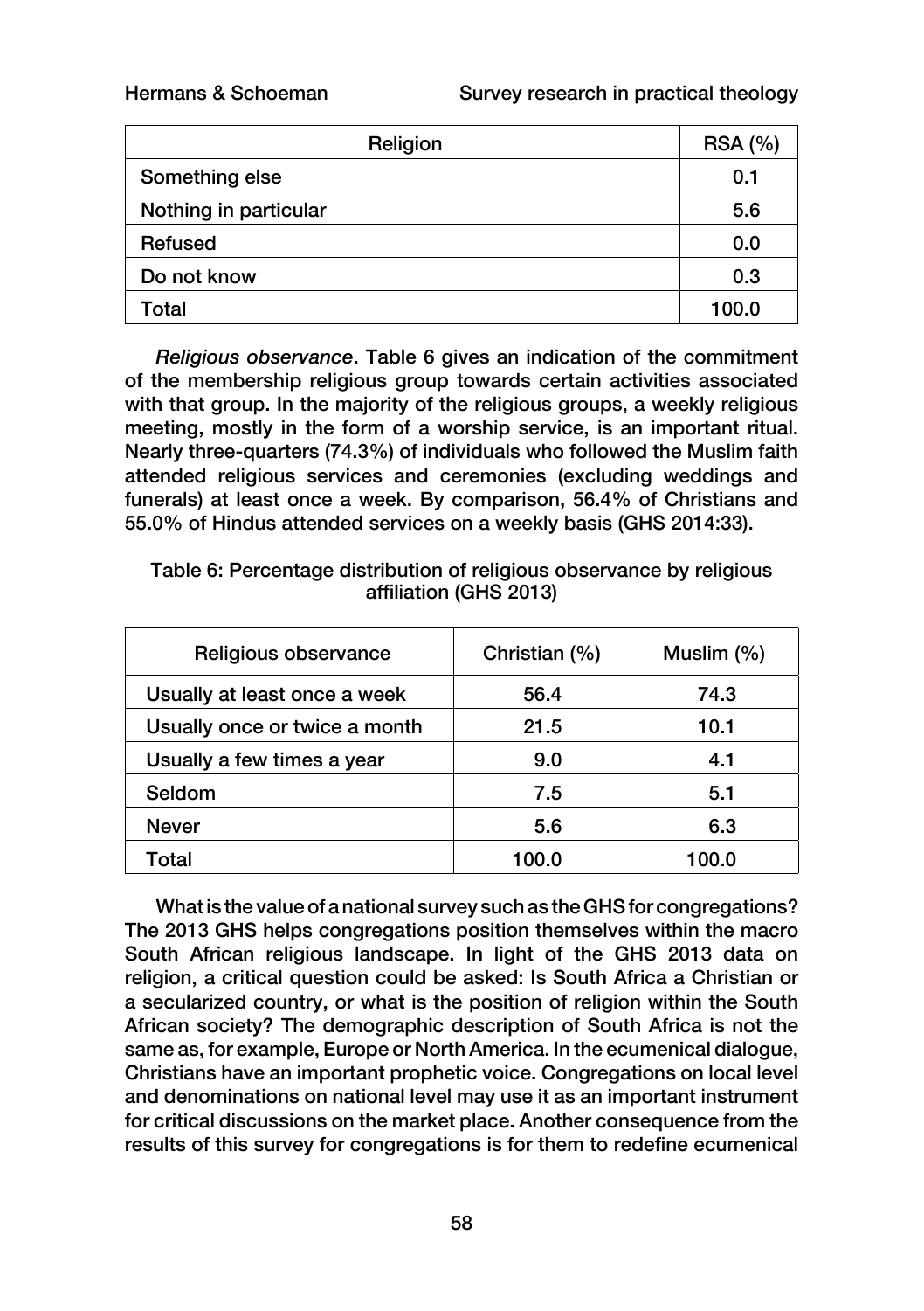| Religion | RSA (%) |
|---|---|
| Something else | 0.1 |
| Nothing in particular | 5.6 |
| Refused | 0.0 |
| Do not know | 0.3 |
| Total | 100.0 |

*Religious observance*. Table 6 gives an indication of the commitment of the membership religious group towards certain activities associated with that group. In the majority of the religious groups, a weekly religious meeting, mostly in the form of a worship service, is an important ritual. Nearly three-quarters (74.3%) of individuals who followed the Muslim faith attended religious services and ceremonies (excluding weddings and funerals) at least once a week. By comparison, 56.4% of Christians and 55.0% of Hindus attended services on a weekly basis (GHS 2014:33).

Table 6: Percentage distribution of religious observance by religious affiliation (GHS 2013)

| Religious observance | Christian (%) | Muslim (%) |
|---|---|---|
| Usually at least once a week | 56.4 | 74.3 |
| Usually once or twice a month | 21.5 | 10.1 |
| Usually a few times a year | 9.0 | 4.1 |
| Seldom | 7.5 | 5.1 |
| Never | 5.6 | 6.3 |
| Total | 100.0 | 100.0 |

What is the value of a national survey such as the GHS for congregations? The 2013 GHS helps congregations position themselves within the macro South African religious landscape. In light of the GHS 2013 data on religion, a critical question could be asked: Is South Africa a Christian or a secularized country, or what is the position of religion within the South African society? The demographic description of South Africa is not the same as, for example, Europe or North America. In the ecumenical dialogue, Christians have an important prophetic voice. Congregations on local level and denominations on national level may use it as an important instrument for critical discussions on the market place. Another consequence from the results of this survey for congregations is for them to redefine ecumenical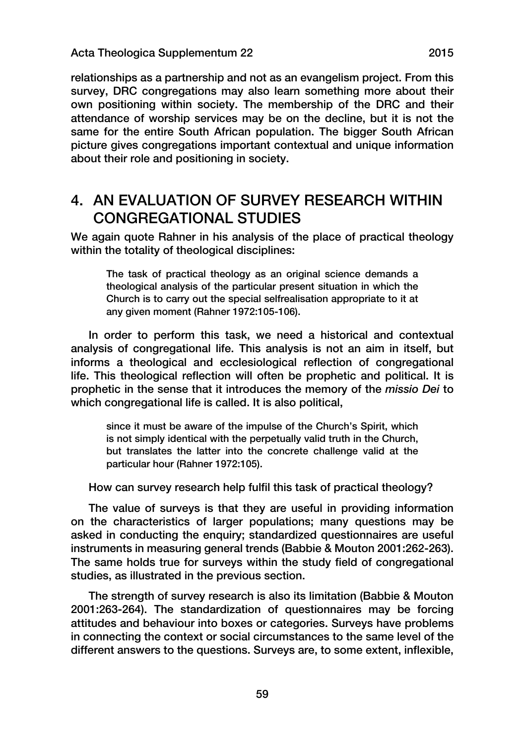relationships as a partnership and not as an evangelism project. From this survey, DRC congregations may also learn something more about their own positioning within society. The membership of the DRC and their attendance of worship services may be on the decline, but it is not the same for the entire South African population. The bigger South African picture gives congregations important contextual and unique information about their role and positioning in society.

## 4. AN EVALUATION OF SURVEY RESEARCH WITHIN CONGREGATIONAL STUDIES

We again quote Rahner in his analysis of the place of practical theology within the totality of theological disciplines:

> The task of practical theology as an original science demands a theological analysis of the particular present situation in which the Church is to carry out the special selfrealisation appropriate to it at any given moment (Rahner 1972:105-106).

In order to perform this task, we need a historical and contextual analysis of congregational life. This analysis is not an aim in itself, but informs a theological and ecclesiological reflection of congregational life. This theological reflection will often be prophetic and political. It is prophetic in the sense that it introduces the memory of the *missio Dei* to which congregational life is called. It is also political,

> since it must be aware of the impulse of the Church's Spirit, which is not simply identical with the perpetually valid truth in the Church, but translates the latter into the concrete challenge valid at the particular hour (Rahner 1972:105).

How can survey research help fulfil this task of practical theology?

The value of surveys is that they are useful in providing information on the characteristics of larger populations; many questions may be asked in conducting the enquiry; standardized questionnaires are useful instruments in measuring general trends (Babbie & Mouton 2001:262-263). The same holds true for surveys within the study field of congregational studies, as illustrated in the previous section.

The strength of survey research is also its limitation (Babbie & Mouton 2001:263-264). The standardization of questionnaires may be forcing attitudes and behaviour into boxes or categories. Surveys have problems in connecting the context or social circumstances to the same level of the different answers to the questions. Surveys are, to some extent, inflexible,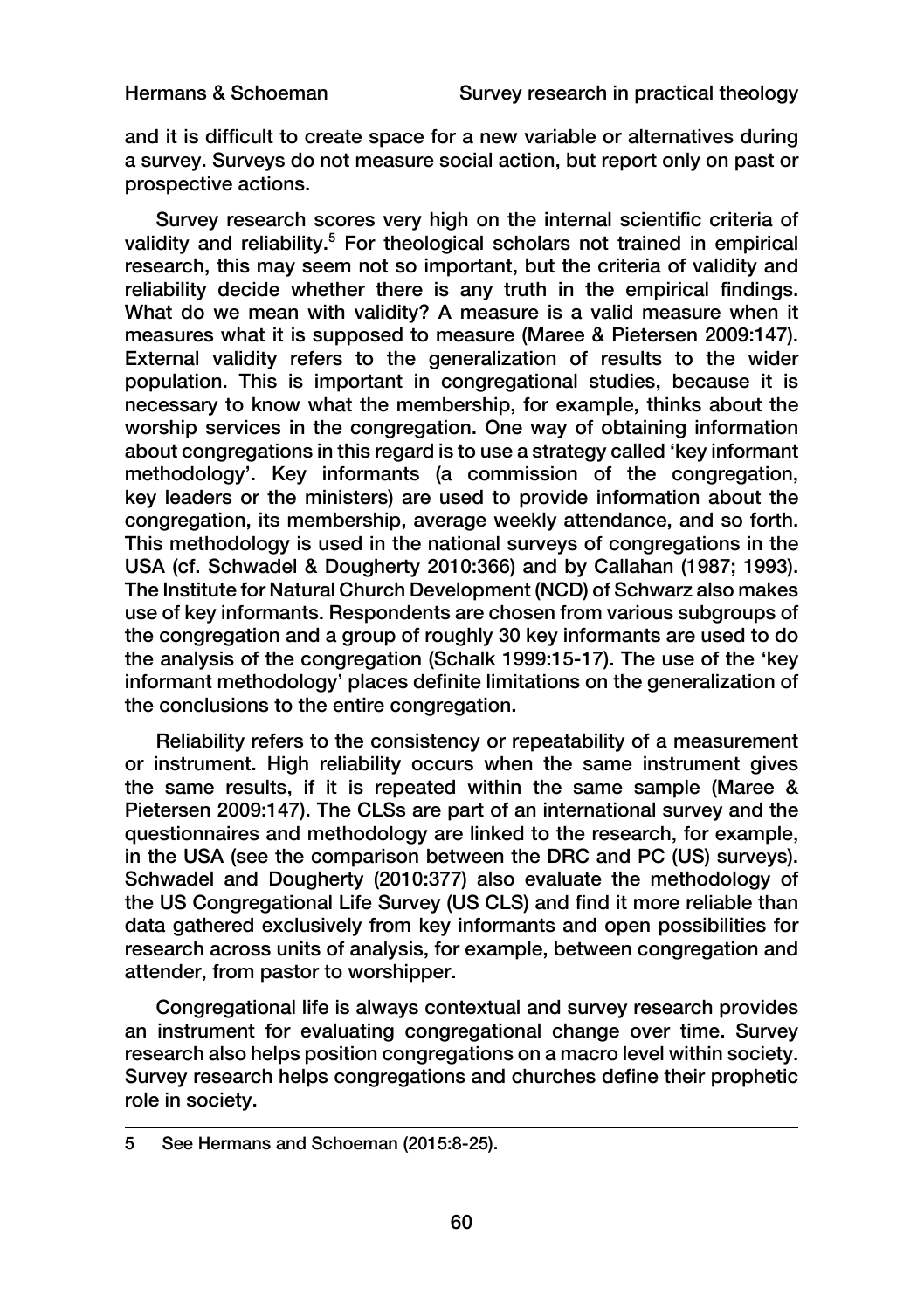and it is difficult to create space for a new variable or alternatives during a survey. Surveys do not measure social action, but report only on past or prospective actions.

Survey research scores very high on the internal scientific criteria of validity and reliability.[5] For theological scholars not trained in empirical research, this may seem not so important, but the criteria of validity and reliability decide whether there is any truth in the empirical findings. What do we mean with validity? A measure is a valid measure when it measures what it is supposed to measure (Maree & Pietersen 2009:147). External validity refers to the generalization of results to the wider population. This is important in congregational studies, because it is necessary to know what the membership, for example, thinks about the worship services in the congregation. One way of obtaining information about congregations in this regard is to use a strategy called 'key informant methodology'. Key informants (a commission of the congregation, key leaders or the ministers) are used to provide information about the congregation, its membership, average weekly attendance, and so forth. This methodology is used in the national surveys of congregations in the USA (cf. Schwadel & Dougherty 2010:366) and by Callahan (1987; 1993). The Institute for Natural Church Development (NCD) of Schwarz also makes use of key informants. Respondents are chosen from various subgroups of the congregation and a group of roughly 30 key informants are used to do the analysis of the congregation (Schalk 1999:15-17). The use of the 'key informant methodology' places definite limitations on the generalization of the conclusions to the entire congregation.

Reliability refers to the consistency or repeatability of a measurement or instrument. High reliability occurs when the same instrument gives the same results, if it is repeated within the same sample (Maree & Pietersen 2009:147). The CLSs are part of an international survey and the questionnaires and methodology are linked to the research, for example, in the USA (see the comparison between the DRC and PC (US) surveys). Schwadel and Dougherty (2010:377) also evaluate the methodology of the US Congregational Life Survey (US CLS) and find it more reliable than data gathered exclusively from key informants and open possibilities for research across units of analysis, for example, between congregation and attender, from pastor to worshipper.

Congregational life is always contextual and survey research provides an instrument for evaluating congregational change over time. Survey research also helps position congregations on a macro level within society. Survey research helps congregations and churches define their prophetic role in society.

---

5 See Hermans and Schoeman (2015:8-25).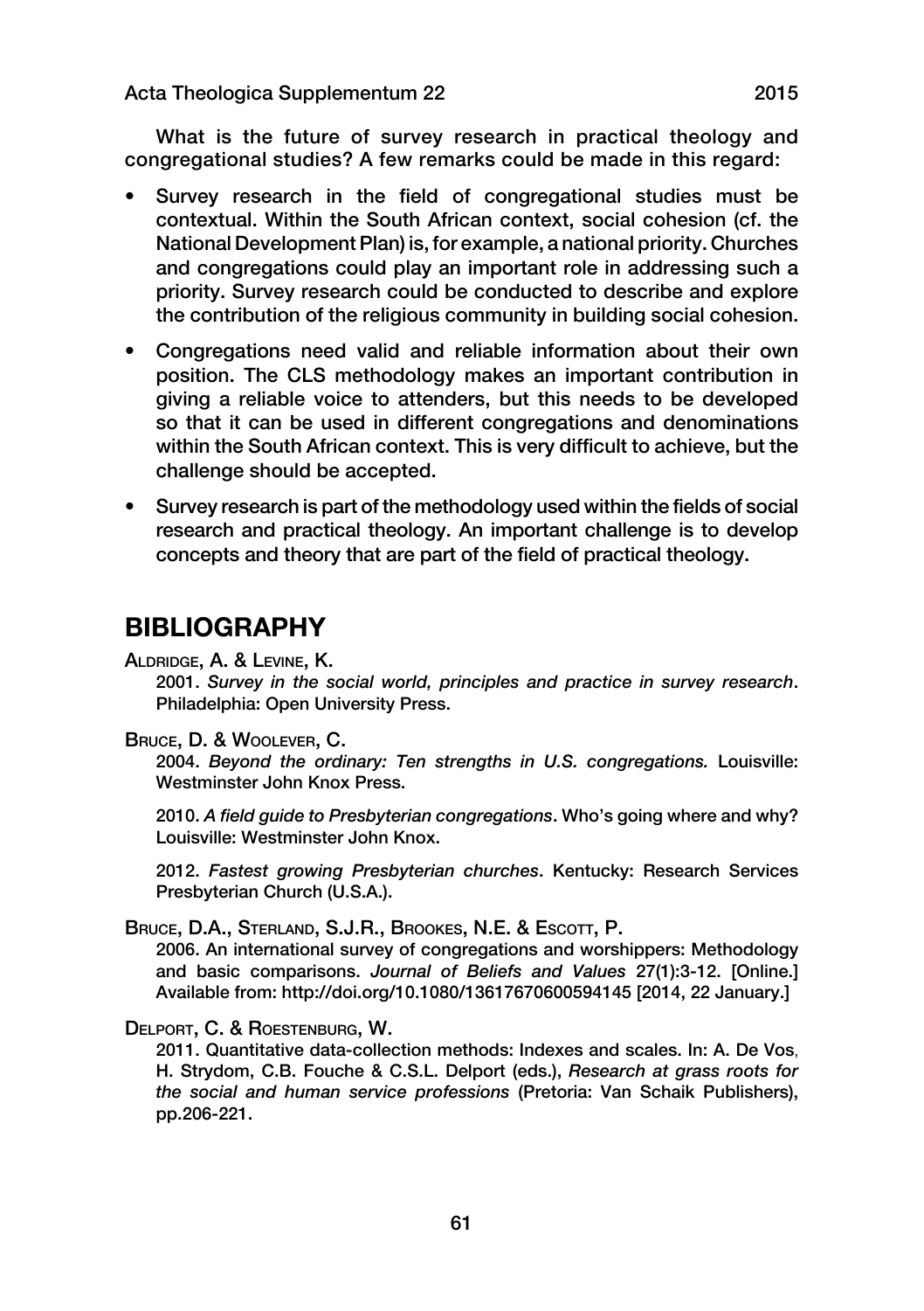What is the future of survey research in practical theology and congregational studies? A few remarks could be made in this regard:

- Survey research in the field of congregational studies must be contextual. Within the South African context, social cohesion (cf. the National Development Plan) is, for example, a national priority. Churches and congregations could play an important role in addressing such a priority. Survey research could be conducted to describe and explore the contribution of the religious community in building social cohesion.
- Congregations need valid and reliable information about their own position. The CLS methodology makes an important contribution in giving a reliable voice to attenders, but this needs to be developed so that it can be used in different congregations and denominations within the South African context. This is very difficult to achieve, but the challenge should be accepted.
- Survey research is part of the methodology used within the fields of social research and practical theology. An important challenge is to develop concepts and theory that are part of the field of practical theology.

# BIBLIOGRAPHY

Aldridge, A. & Levine, K.

2001. *Survey in the social world, principles and practice in survey research*. Philadelphia: Open University Press.

Bruce, D. & Woolever, C.

2004. *Beyond the ordinary: Ten strengths in U.S. congregations.* Louisville: Westminster John Knox Press.

2010. *A field guide to Presbyterian congregations*. Who's going where and why? Louisville: Westminster John Knox.

2012. *Fastest growing Presbyterian churches*. Kentucky: Research Services Presbyterian Church (U.S.A.).

Bruce, D.A., Sterland, S.J.R., Brookes, N.E. & Escott, P.

2006. An international survey of congregations and worshippers: Methodology and basic comparisons. *Journal of Beliefs and Values* 27(1):3-12. [Online.] Available from: http://doi.org/10.1080/13617670600594145 [2014, 22 January.]

Delport, C. & Roestenburg, W.

2011. Quantitative data-collection methods: Indexes and scales. In: A. De Vos, H. Strydom, C.B. Fouche & C.S.L. Delport (eds.), *Research at grass roots for the social and human service professions* (Pretoria: Van Schaik Publishers), pp.206-221.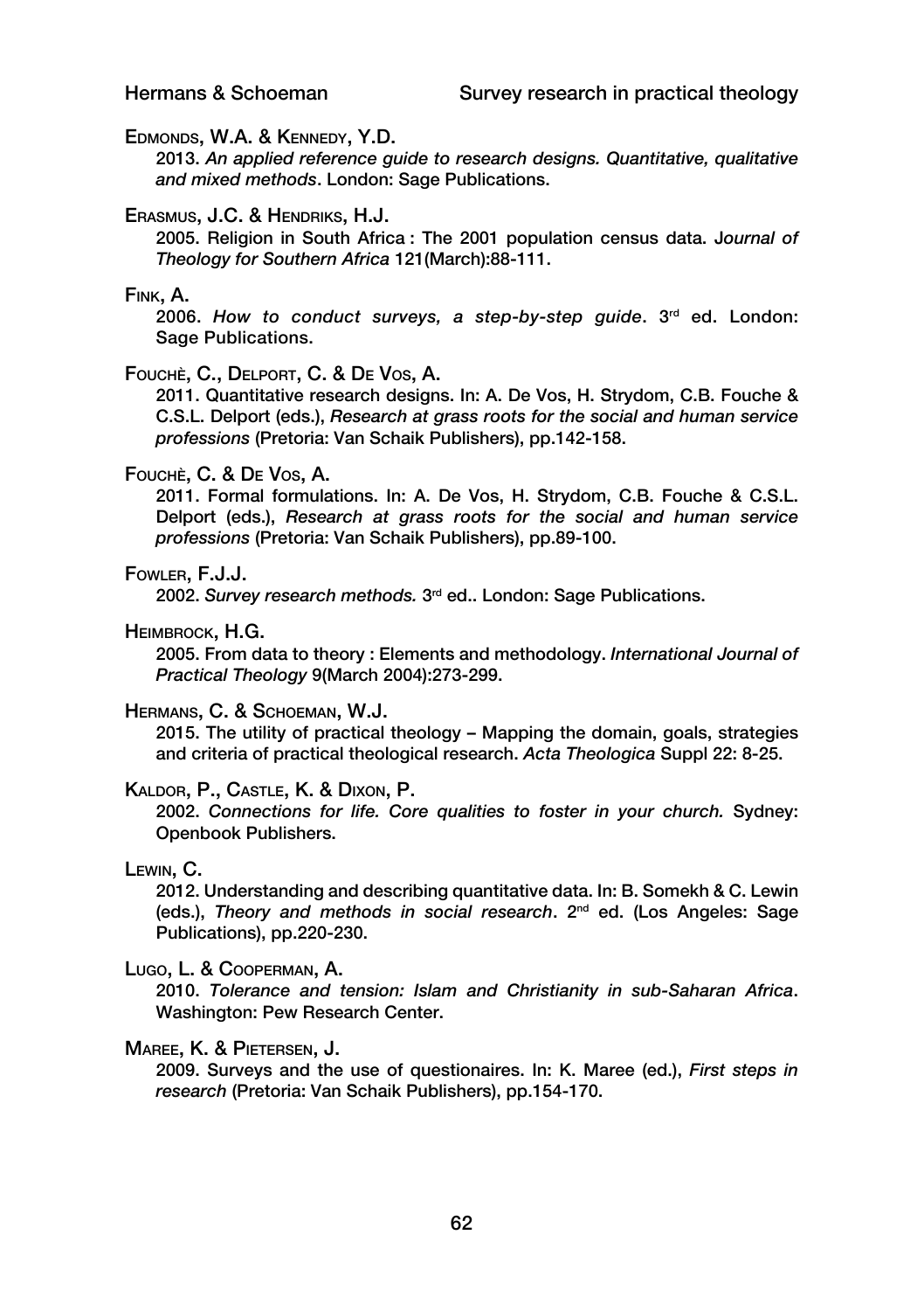Edmonds, W.A. & Kennedy, Y.D.

2013. *An applied reference guide to research designs. Quantitative, qualitative and mixed methods*. London: Sage Publications.

Erasmus, J.C. & Hendriks, H.J.

2005. Religion in South Africa : The 2001 population census data. J*ournal of Theology for Southern Africa* 121(March):88-111.

Fink, A.

2006. *How to conduct surveys, a step-by-step guide*. 3rd ed. London: Sage Publications.

Fouchè, C., Delport, C. & De Vos, A.

2011. Quantitative research designs. In: A. De Vos, H. Strydom, C.B. Fouche & C.S.L. Delport (eds.), *Research at grass roots for the social and human service professions* (Pretoria: Van Schaik Publishers), pp.142-158.

Fouchè, C. & De Vos, A.

2011. Formal formulations. In: A. De Vos, H. Strydom, C.B. Fouche & C.S.L. Delport (eds.), *Research at grass roots for the social and human service professions* (Pretoria: Van Schaik Publishers), pp.89-100.

Fowler, F.J.J.

2002. *Survey research methods.* 3rd ed.. London: Sage Publications.

Heimbrock, H.G.

2005. From data to theory : Elements and methodology. *International Journal of Practical Theology* 9(March 2004):273-299.

Hermans, C. & Schoeman, W.J.

2015. The utility of practical theology – Mapping the domain, goals, strategies and criteria of practical theological research. *Acta Theologica* Suppl 22: 8-25.

Kaldor, P., Castle, K. & Dixon, P.

2002. *Connections for life. Core qualities to foster in your church.* Sydney: Openbook Publishers.

Lewin, C.

2012. Understanding and describing quantitative data. In: B. Somekh & C. Lewin (eds.), *Theory and methods in social research*. 2nd ed. (Los Angeles: Sage Publications), pp.220-230.

Lugo, L. & Cooperman, A.

2010. *Tolerance and tension: Islam and Christianity in sub-Saharan Africa*. Washington: Pew Research Center.

Maree, K. & Pietersen, J.

2009. Surveys and the use of questionaires. In: K. Maree (ed.), *First steps in research* (Pretoria: Van Schaik Publishers), pp.154-170.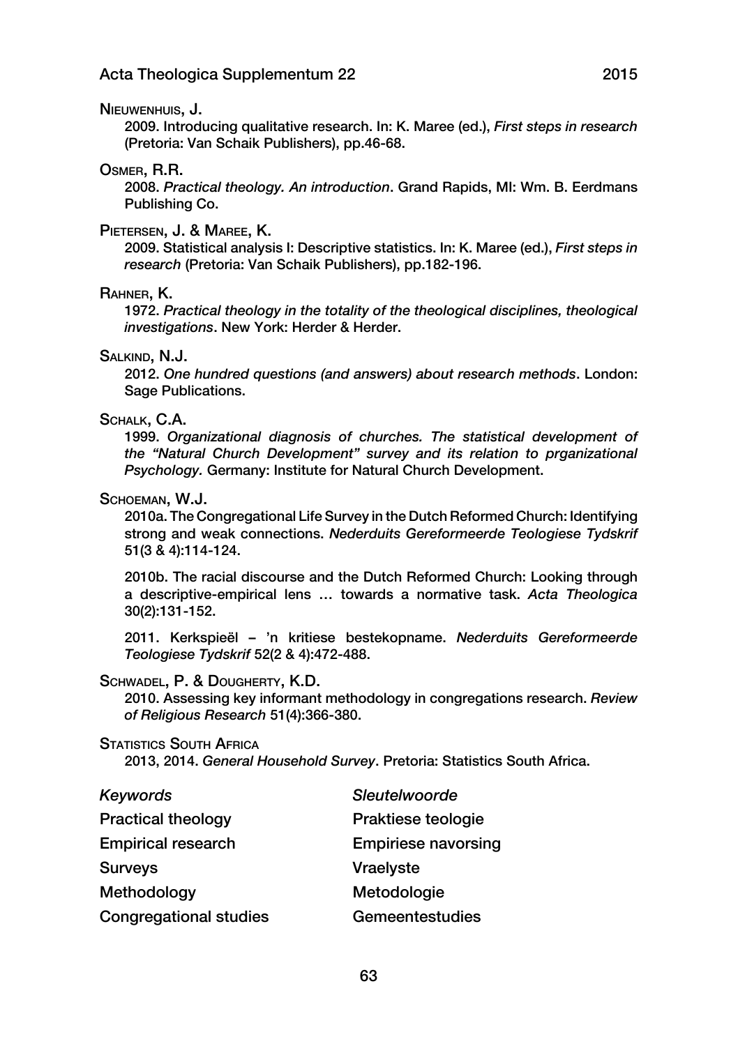Nieuwenhuis, J.

2009. Introducing qualitative research. In: K. Maree (ed.), *First steps in research* (Pretoria: Van Schaik Publishers), pp.46-68.

Osmer, R.R.

2008. *Practical theology. An introduction*. Grand Rapids, MI: Wm. B. Eerdmans Publishing Co.

Pietersen, J. & Maree, K.

2009. Statistical analysis I: Descriptive statistics. In: K. Maree (ed.), *First steps in research* (Pretoria: Van Schaik Publishers), pp.182-196.

Rahner, K.

1972. *Practical theology in the totality of the theological disciplines, theological investigations*. New York: Herder & Herder.

Salkind, N.J.

2012. *One hundred questions (and answers) about research methods*. London: Sage Publications.

Schalk, C.A.

1999. *Organizational diagnosis of churches. The statistical development of the "Natural Church Development" survey and its relation to prganizational Psychology.* Germany: Institute for Natural Church Development.

Schoeman, W.J.

2010a. The Congregational Life Survey in the Dutch Reformed Church: Identifying strong and weak connections. *Nederduits Gereformeerde Teologiese Tydskrif* 51(3 & 4):114-124.

2010b. The racial discourse and the Dutch Reformed Church: Looking through a descriptive-empirical lens … towards a normative task. *Acta Theologica* 30(2):131-152.

2011. Kerkspieël – 'n kritiese bestekopname. *Nederduits Gereformeerde Teologiese Tydskrif* 52(2 & 4):472-488.

Schwadel, P. & Dougherty, K.D.

2010. Assessing key informant methodology in congregations research. *Review of Religious Research* 51(4):366-380.

Statistics South Africa

2013, 2014. *General Household Survey*. Pretoria: Statistics South Africa.

| *Keywords* | *Sleutelwoorde* |
| --- | --- |
| Practical theology | Praktiese teologie |
| Empirical research | Empiriese navorsing |
| Surveys | Vraelyste |
| Methodology | Metodologie |
| Congregational studies | Gemeentestudies |